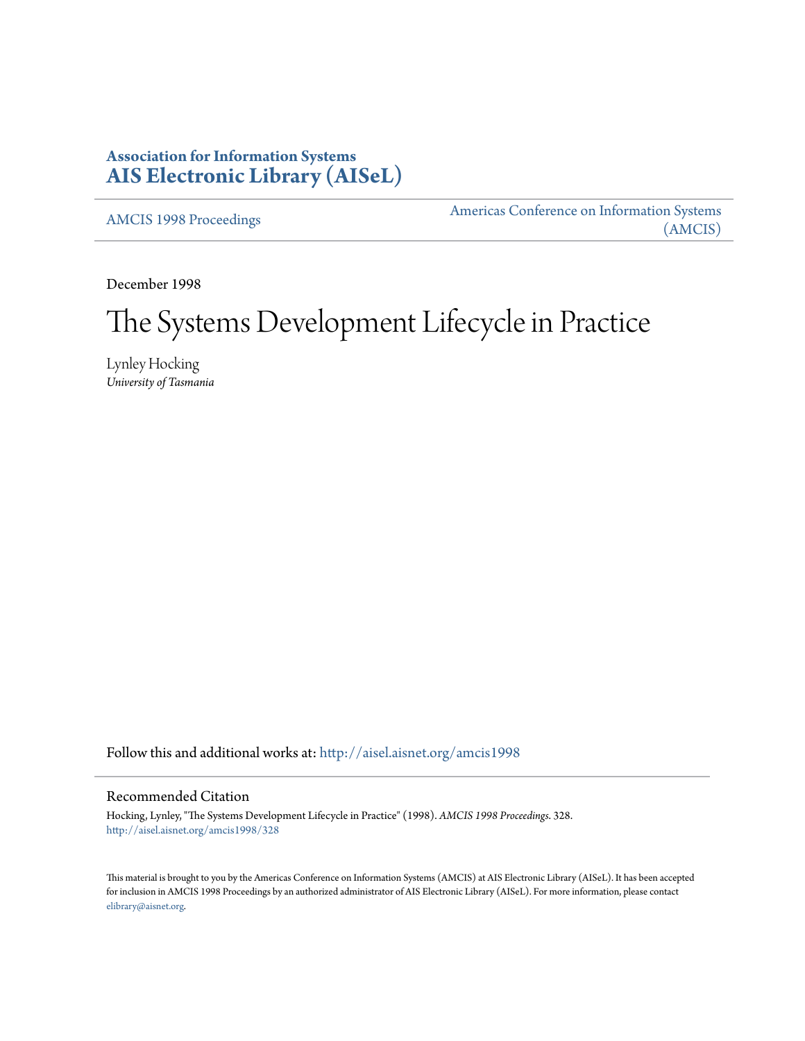**Association for Information Systems**
**AIS Electronic Library (AISeL)**

AMCIS 1998 Proceedings

Americas Conference on Information Systems (AMCIS)

December 1998

# The Systems Development Lifecycle in Practice

Lynley Hocking
*University of Tasmania*

Follow this and additional works at: http://aisel.aisnet.org/amcis1998

## Recommended Citation

Hocking, Lynley, "The Systems Development Lifecycle in Practice" (1998). *AMCIS 1998 Proceedings*. 328.
http://aisel.aisnet.org/amcis1998/328

This material is brought to you by the Americas Conference on Information Systems (AMCIS) at AIS Electronic Library (AISeL). It has been accepted for inclusion in AMCIS 1998 Proceedings by an authorized administrator of AIS Electronic Library (AISeL). For more information, please contact elibrary@aisnet.org.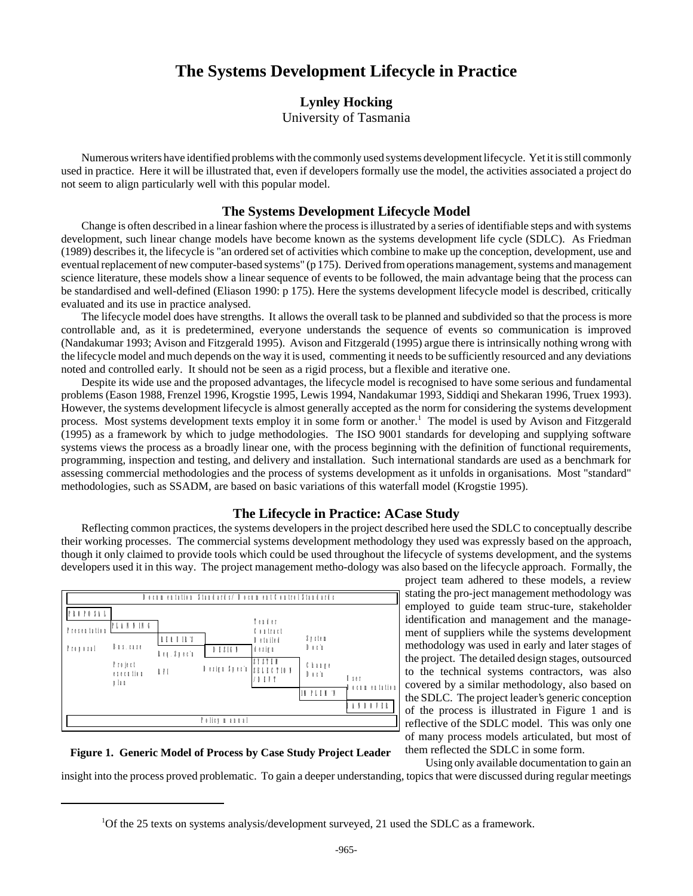# The Systems Development Lifecycle in Practice

**Lynley Hocking**
University of Tasmania

Numerous writers have identified problems with the commonly used systems development lifecycle. Yet it is still commonly used in practice. Here it will be illustrated that, even if developers formally use the model, the activities associated a project do not seem to align particularly well with this popular model.

## The Systems Development Lifecycle Model

Change is often described in a linear fashion where the process is illustrated by a series of identifiable steps and with systems development, such linear change models have become known as the systems development life cycle (SDLC). As Friedman (1989) describes it, the lifecycle is "an ordered set of activities which combine to make up the conception, development, use and eventual replacement of new computer-based systems" (p 175). Derived from operations management, systems and management science literature, these models show a linear sequence of events to be followed, the main advantage being that the process can be standardised and well-defined (Eliason 1990: p 175). Here the systems development lifecycle model is described, critically evaluated and its use in practice analysed.

The lifecycle model does have strengths. It allows the overall task to be planned and subdivided so that the process is more controllable and, as it is predetermined, everyone understands the sequence of events so communication is improved (Nandakumar 1993; Avison and Fitzgerald 1995). Avison and Fitzgerald (1995) argue there is intrinsically nothing wrong with the lifecycle model and much depends on the way it is used, commenting it needs to be sufficiently resourced and any deviations noted and controlled early. It should not be seen as a rigid process, but a flexible and iterative one.

Despite its wide use and the proposed advantages, the lifecycle model is recognised to have some serious and fundamental problems (Eason 1988, Frenzel 1996, Krogstie 1995, Lewis 1994, Nandakumar 1993, Siddiqi and Shekaran 1996, Truex 1993). However, the systems development lifecycle is almost generally accepted as the norm for considering the systems development process. Most systems development texts employ it in some form or another.[1] The model is used by Avison and Fitzgerald (1995) as a framework by which to judge methodologies. The ISO 9001 standards for developing and supplying software systems views the process as a broadly linear one, with the process beginning with the definition of functional requirements, programming, inspection and testing, and delivery and installation. Such international standards are used as a benchmark for assessing commercial methodologies and the process of systems development as it unfolds in organisations. Most "standard" methodologies, such as SSADM, are based on basic variations of this waterfall model (Krogstie 1995).

## The Lifecycle in Practice: ACase Study

Reflecting common practices, the systems developers in the project described here used the SDLC to conceptually describe their working processes. The commercial systems development methodology they used was expressly based on the approach, though it only claimed to provide tools which could be used throughout the lifecycle of systems development, and the systems developers used it in this way. The project management metho-dology was also based on the lifecycle approach. Formally, the project team adhered to these models, a review stating the pro-ject management methodology was employed to guide team struc-ture, stakeholder identification and management and the management of suppliers while the systems development methodology was used in early and later stages of the project. The detailed design stages, outsourced to the technical systems contractors, was also covered by a similar methodology, also based on the SDLC. The project leader's generic conception of the process is illustrated in Figure 1 and is reflective of the SDLC model. This was only one of many process models articulated, but most of them reflected the SDLC in some form.

| Documentation Standards/ Document Control Standards | | | | | | |
|---|---|---|---|---|---|---|
| PROPOSAL | | | | | | |
| Presentation | PLANNING | | | Tender Contract | | |
| Proposal | Bus. case | RECUIR'S | DESIGN | Detailed design | System Doc'n | |
| | Project execution plan | Req. Spec'n | Design Spec'n | SYSTEM SELECTION / DEV'T | Change Doc'n | User documentation |
| | | RFI | | | IMPLEM'N | |
| | | | | | | HANDOVER |
| Policy manual | | | | | | |

**Figure 1. Generic Model of Process by Case Study Project Leader**

Using only available documentation to gain an insight into the process proved problematic. To gain a deeper understanding, topics that were discussed during regular meetings

[1] Of the 25 texts on systems analysis/development surveyed, 21 used the SDLC as a framework.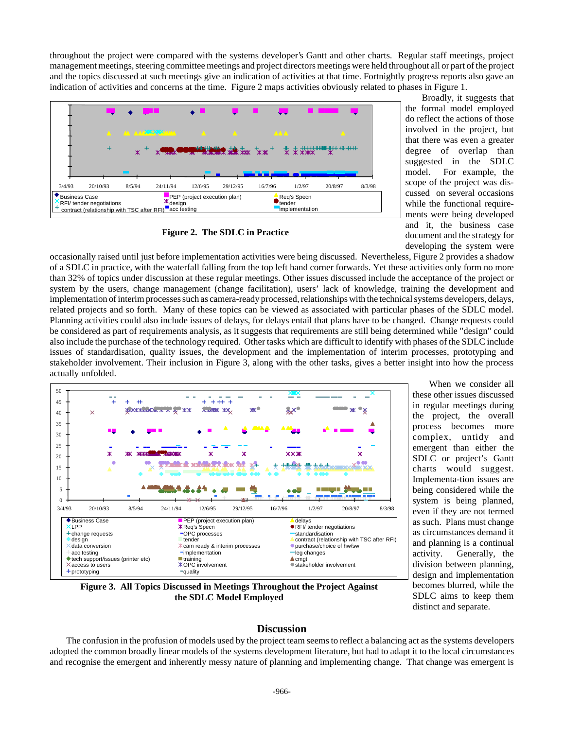throughout the project were compared with the systems developer's Gantt and other charts. Regular staff meetings, project management meetings, steering committee meetings and project directors meetings were held throughout all or part of the project and the topics discussed at such meetings give an indication of activities at that time. Fortnightly progress reports also gave an indication of activities and concerns at the time. Figure 2 maps activities obviously related to phases in Figure 1.

**Figure 2. The SDLC in Practice**

Broadly, it suggests that the formal model employed do reflect the actions of those involved in the project, but that there was even a greater degree of overlap than suggested in the SDLC model. For example, the scope of the project was discussed on several occasions while the functional requirements were being developed and it, the business case document and the strategy for developing the system were occasionally raised until just before implementation activities were being discussed. Nevertheless, Figure 2 provides a shadow of a SDLC in practice, with the waterfall falling from the top left hand corner forwards. Yet these activities only form no more than 32% of topics under discussion at these regular meetings. Other issues discussed include the acceptance of the project or system by the users, change management (change facilitation), users' lack of knowledge, training the development and implementation of interim processes such as camera-ready processed, relationships with the technical systems developers, delays, related projects and so forth. Many of these topics can be viewed as associated with particular phases of the SDLC model. Planning activities could also include issues of delays, for delays entail that plans have to be changed. Change requests could be considered as part of requirements analysis, as it suggests that requirements are still being determined while "design" could also include the purchase of the technology required. Other tasks which are difficult to identify with phases of the SDLC include issues of standardisation, quality issues, the development and the implementation of interim processes, prototyping and stakeholder involvement. Their inclusion in Figure 3, along with the other tasks, gives a better insight into how the process actually unfolded.

**Figure 3. All Topics Discussed in Meetings Throughout the Project Against the SDLC Model Employed**

When we consider all these other issues discussed in regular meetings during the project, the overall process becomes more complex, untidy and emergent than either the SDLC or project's Gantt charts would suggest. Implementa-tion issues are being considered while the system is being planned, even if they are not termed as such. Plans must change as circumstances demand it and planning is a continual activity. Generally, the division between planning, design and implementation becomes blurred, while the SDLC aims to keep them distinct and separate.

## Discussion

The confusion in the profusion of models used by the project team seems to reflect a balancing act as the systems developers adopted the common broadly linear models of the systems development literature, but had to adapt it to the local circumstances and recognise the emergent and inherently messy nature of planning and implementing change. That change was emergent is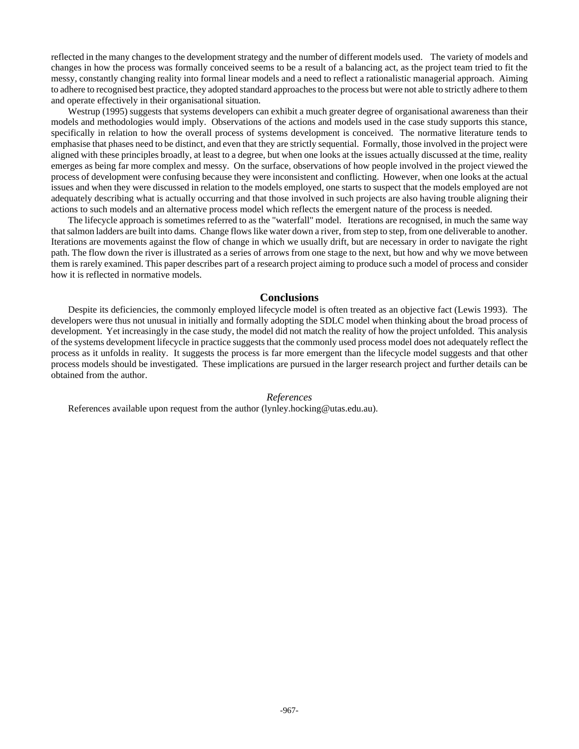reflected in the many changes to the development strategy and the number of different models used. The variety of models and changes in how the process was formally conceived seems to be a result of a balancing act, as the project team tried to fit the messy, constantly changing reality into formal linear models and a need to reflect a rationalistic managerial approach. Aiming to adhere to recognised best practice, they adopted standard approaches to the process but were not able to strictly adhere to them and operate effectively in their organisational situation.

Westrup (1995) suggests that systems developers can exhibit a much greater degree of organisational awareness than their models and methodologies would imply. Observations of the actions and models used in the case study supports this stance, specifically in relation to how the overall process of systems development is conceived. The normative literature tends to emphasise that phases need to be distinct, and even that they are strictly sequential. Formally, those involved in the project were aligned with these principles broadly, at least to a degree, but when one looks at the issues actually discussed at the time, reality emerges as being far more complex and messy. On the surface, observations of how people involved in the project viewed the process of development were confusing because they were inconsistent and conflicting. However, when one looks at the actual issues and when they were discussed in relation to the models employed, one starts to suspect that the models employed are not adequately describing what is actually occurring and that those involved in such projects are also having trouble aligning their actions to such models and an alternative process model which reflects the emergent nature of the process is needed.

The lifecycle approach is sometimes referred to as the "waterfall" model. Iterations are recognised, in much the same way that salmon ladders are built into dams. Change flows like water down a river, from step to step, from one deliverable to another. Iterations are movements against the flow of change in which we usually drift, but are necessary in order to navigate the right path. The flow down the river is illustrated as a series of arrows from one stage to the next, but how and why we move between them is rarely examined. This paper describes part of a research project aiming to produce such a model of process and consider how it is reflected in normative models.

## Conclusions

Despite its deficiencies, the commonly employed lifecycle model is often treated as an objective fact (Lewis 1993). The developers were thus not unusual in initially and formally adopting the SDLC model when thinking about the broad process of development. Yet increasingly in the case study, the model did not match the reality of how the project unfolded. This analysis of the systems development lifecycle in practice suggests that the commonly used process model does not adequately reflect the process as it unfolds in reality. It suggests the process is far more emergent than the lifecycle model suggests and that other process models should be investigated. These implications are pursued in the larger research project and further details can be obtained from the author.

### *References*

References available upon request from the author (lynley.hocking@utas.edu.au).